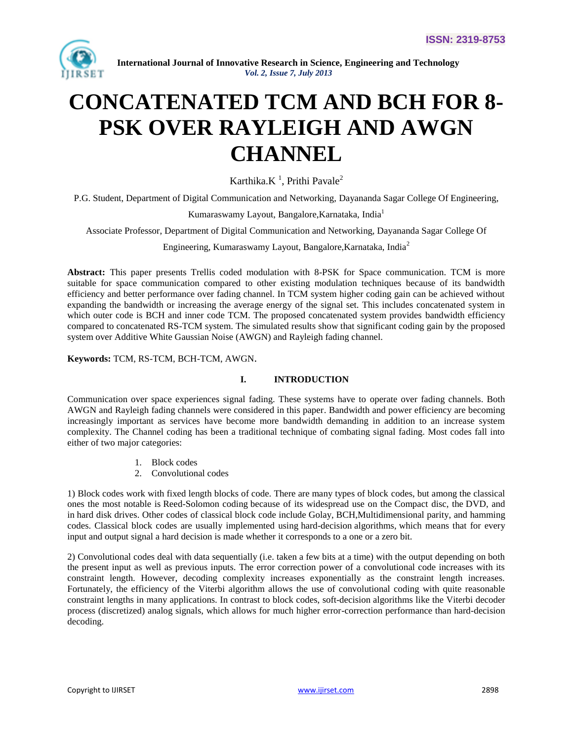# CONCATENATED TCM AND BCH FOR 8-PSK OVER RAYLEIGH AND AWGN CHANNEL

Karthika.K [1], Prithi Pavale[2]

P.G. Student, Department of Digital Communication and Networking, Dayananda Sagar College Of Engineering, Kumaraswamy Layout, Bangalore,Karnataka, India[1]

Associate Professor, Department of Digital Communication and Networking, Dayananda Sagar College Of Engineering, Kumaraswamy Layout, Bangalore,Karnataka, India[2]

**Abstract:** This paper presents Trellis coded modulation with 8-PSK for Space communication. TCM is more suitable for space communication compared to other existing modulation techniques because of its bandwidth efficiency and better performance over fading channel. In TCM system higher coding gain can be achieved without expanding the bandwidth or increasing the average energy of the signal set. This includes concatenated system in which outer code is BCH and inner code TCM. The proposed concatenated system provides bandwidth efficiency compared to concatenated RS-TCM system. The simulated results show that significant coding gain by the proposed system over Additive White Gaussian Noise (AWGN) and Rayleigh fading channel.

**Keywords:** TCM, RS-TCM, BCH-TCM, AWGN.

## I. INTRODUCTION

Communication over space experiences signal fading. These systems have to operate over fading channels. Both AWGN and Rayleigh fading channels were considered in this paper. Bandwidth and power efficiency are becoming increasingly important as services have become more bandwidth demanding in addition to an increase system complexity. The Channel coding has been a traditional technique of combating signal fading. Most codes fall into either of two major categories:

1. Block codes
2. Convolutional codes

1) Block codes work with fixed length blocks of code. There are many types of block codes, but among the classical ones the most notable is Reed-Solomon coding because of its widespread use on the Compact disc, the DVD, and in hard disk drives. Other codes of classical block code include Golay, BCH,Multidimensional parity, and hamming codes. Classical block codes are usually implemented using hard-decision algorithms, which means that for every input and output signal a hard decision is made whether it corresponds to a one or a zero bit.

2) Convolutional codes deal with data sequentially (i.e. taken a few bits at a time) with the output depending on both the present input as well as previous inputs. The error correction power of a convolutional code increases with its constraint length. However, decoding complexity increases exponentially as the constraint length increases. Fortunately, the efficiency of the Viterbi algorithm allows the use of convolutional coding with quite reasonable constraint lengths in many applications. In contrast to block codes, soft-decision algorithms like the Viterbi decoder process (discretized) analog signals, which allows for much higher error-correction performance than hard-decision decoding.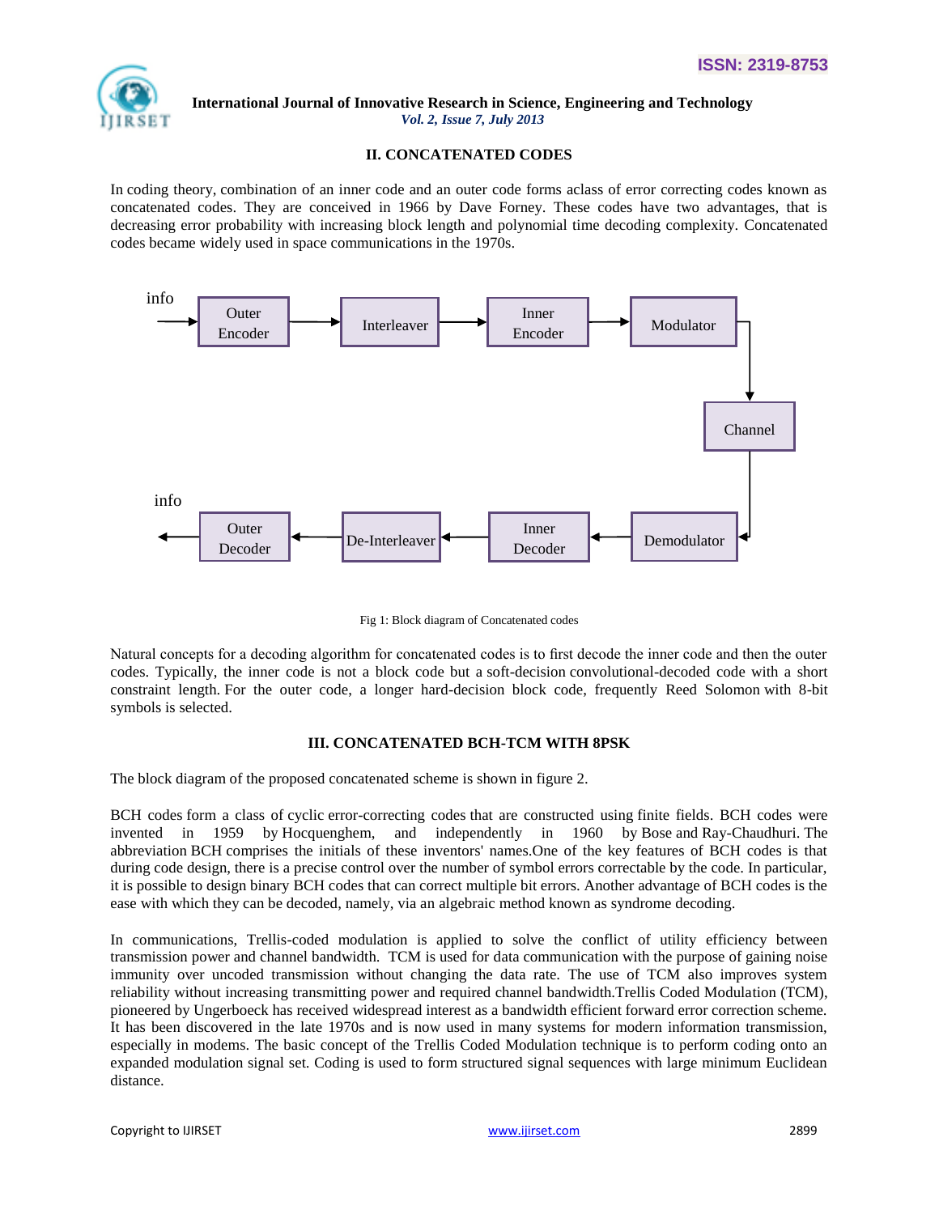## II. CONCATENATED CODES

In coding theory, combination of an inner code and an outer code forms aclass of error correcting codes known as concatenated codes. They are conceived in 1966 by Dave Forney. These codes have two advantages, that is decreasing error probability with increasing block length and polynomial time decoding complexity. Concatenated codes became widely used in space communications in the 1970s.

Fig 1: Block diagram of Concatenated codes

Natural concepts for a decoding algorithm for concatenated codes is to first decode the inner code and then the outer codes. Typically, the inner code is not a block code but a soft-decision convolutional-decoded code with a short constraint length. For the outer code, a longer hard-decision block code, frequently Reed Solomon with 8-bit symbols is selected.

## III. CONCATENATED BCH-TCM WITH 8PSK

The block diagram of the proposed concatenated scheme is shown in figure 2.

BCH codes form a class of cyclic error-correcting codes that are constructed using finite fields. BCH codes were invented in 1959 by Hocquenghem, and independently in 1960 by Bose and Ray-Chaudhuri. The abbreviation BCH comprises the initials of these inventors' names.One of the key features of BCH codes is that during code design, there is a precise control over the number of symbol errors correctable by the code. In particular, it is possible to design binary BCH codes that can correct multiple bit errors. Another advantage of BCH codes is the ease with which they can be decoded, namely, via an algebraic method known as syndrome decoding.

In communications, Trellis-coded modulation is applied to solve the conflict of utility efficiency between transmission power and channel bandwidth. TCM is used for data communication with the purpose of gaining noise immunity over uncoded transmission without changing the data rate. The use of TCM also improves system reliability without increasing transmitting power and required channel bandwidth.Trellis Coded Modulation (TCM), pioneered by Ungerboeck has received widespread interest as a bandwidth efficient forward error correction scheme. It has been discovered in the late 1970s and is now used in many systems for modern information transmission, especially in modems. The basic concept of the Trellis Coded Modulation technique is to perform coding onto an expanded modulation signal set. Coding is used to form structured signal sequences with large minimum Euclidean distance.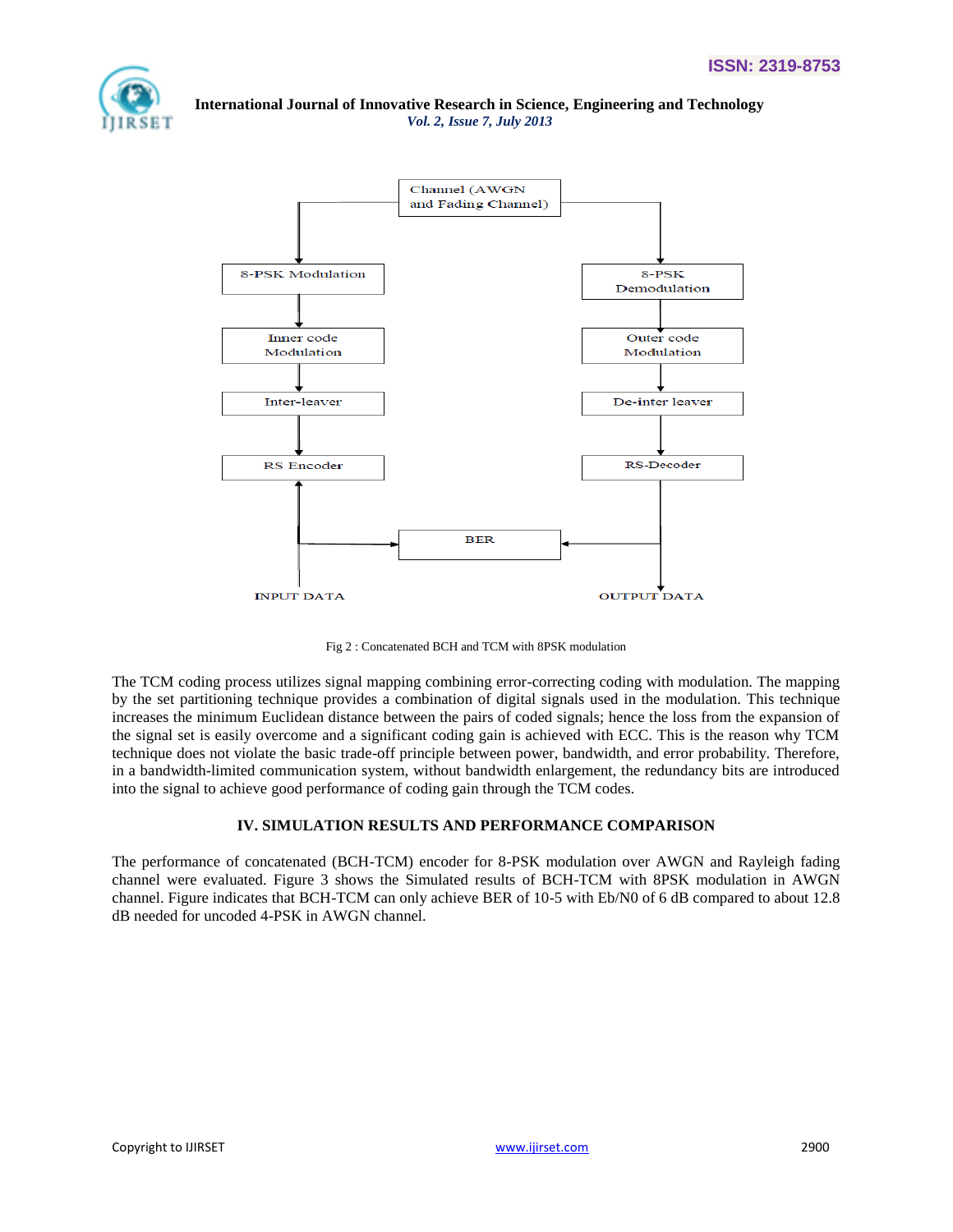Fig 2 : Concatenated BCH and TCM with 8PSK modulation

The TCM coding process utilizes signal mapping combining error-correcting coding with modulation. The mapping by the set partitioning technique provides a combination of digital signals used in the modulation. This technique increases the minimum Euclidean distance between the pairs of coded signals; hence the loss from the expansion of the signal set is easily overcome and a significant coding gain is achieved with ECC. This is the reason why TCM technique does not violate the basic trade-off principle between power, bandwidth, and error probability. Therefore, in a bandwidth-limited communication system, without bandwidth enlargement, the redundancy bits are introduced into the signal to achieve good performance of coding gain through the TCM codes.

## IV. SIMULATION RESULTS AND PERFORMANCE COMPARISON

The performance of concatenated (BCH-TCM) encoder for 8-PSK modulation over AWGN and Rayleigh fading channel were evaluated. Figure 3 shows the Simulated results of BCH-TCM with 8PSK modulation in AWGN channel. Figure indicates that BCH-TCM can only achieve BER of 10-5 with Eb/N0 of 6 dB compared to about 12.8 dB needed for uncoded 4-PSK in AWGN channel.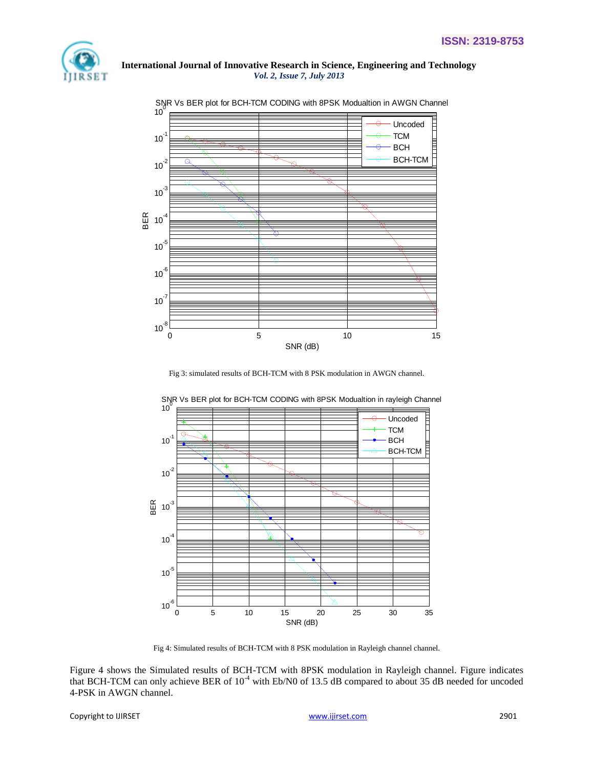Fig 3: simulated results of BCH-TCM with 8 PSK modulation in AWGN channel.

Fig 4: Simulated results of BCH-TCM with 8 PSK modulation in Rayleigh channel channel.

Figure 4 shows the Simulated results of BCH-TCM with 8PSK modulation in Rayleigh channel. Figure indicates that BCH-TCM can only achieve BER of $10^{-4}$ with Eb/N0 of 13.5 dB compared to about 35 dB needed for uncoded 4-PSK in AWGN channel.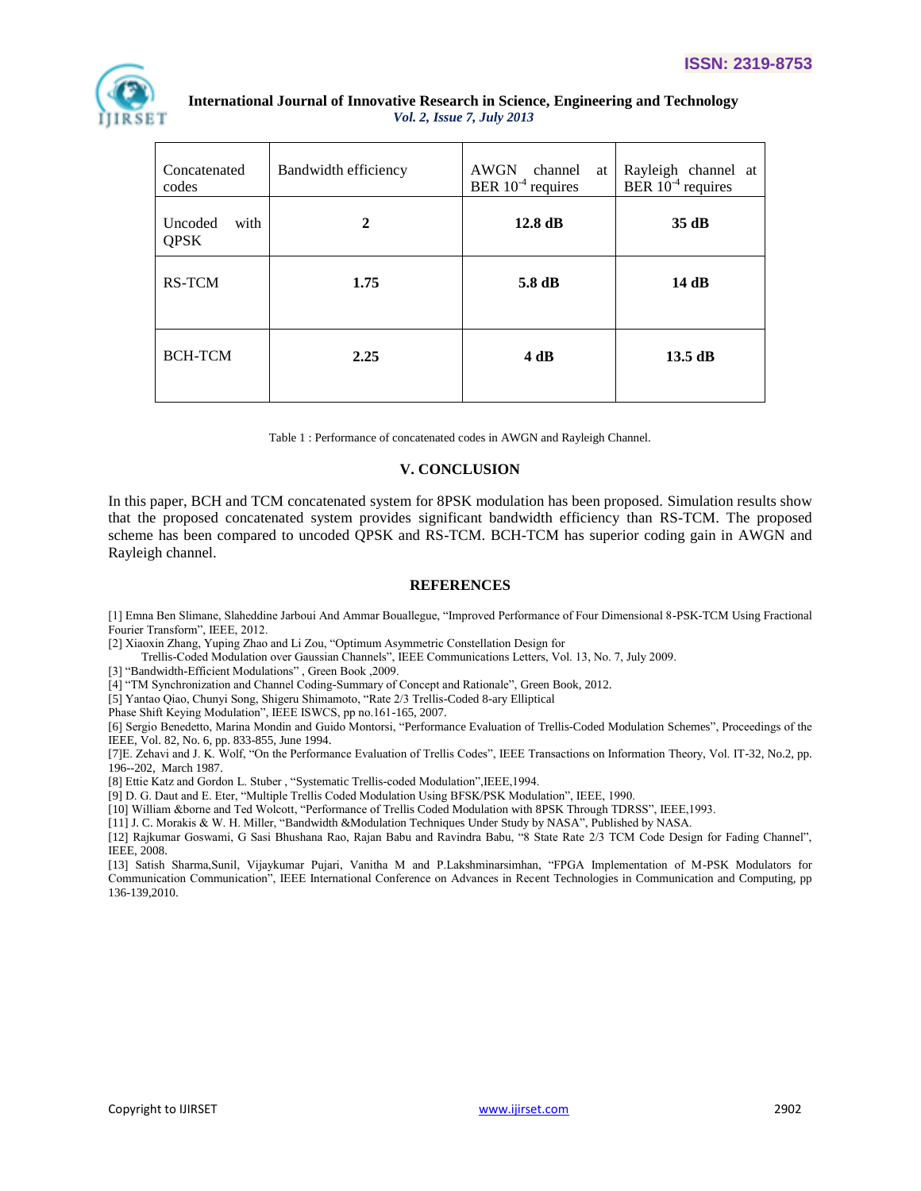| Concatenated codes | Bandwidth efficiency | AWGN channel at BER $10^{-4}$ requires | Rayleigh channel at BER $10^{-4}$ requires |
|---|---|---|---|
| Uncoded with QPSK | **2** | **12.8 dB** | **35 dB** |
| RS-TCM | **1.75** | **5.8 dB** | **14 dB** |
| BCH-TCM | **2.25** | **4 dB** | **13.5 dB** |

Table 1 : Performance of concatenated codes in AWGN and Rayleigh Channel.

## V. CONCLUSION

In this paper, BCH and TCM concatenated system for 8PSK modulation has been proposed. Simulation results show that the proposed concatenated system provides significant bandwidth efficiency than RS-TCM. The proposed scheme has been compared to uncoded QPSK and RS-TCM. BCH-TCM has superior coding gain in AWGN and Rayleigh channel.

## REFERENCES

[1] Emna Ben Slimane, Slaheddine Jarboui And Ammar Bouallegue, "Improved Performance of Four Dimensional 8-PSK-TCM Using Fractional Fourier Transform", IEEE, 2012.

[2] Xiaoxin Zhang, Yuping Zhao and Li Zou, "Optimum Asymmetric Constellation Design for Trellis-Coded Modulation over Gaussian Channels", IEEE Communications Letters, Vol. 13, No. 7, July 2009.

[3] "Bandwidth-Efficient Modulations" , Green Book ,2009.

[4] "TM Synchronization and Channel Coding-Summary of Concept and Rationale", Green Book, 2012.

[5] Yantao Qiao, Chunyi Song, Shigeru Shimamoto, "Rate 2/3 Trellis-Coded 8-ary Elliptical Phase Shift Keying Modulation", IEEE ISWCS, pp no.161-165, 2007.

[6] Sergio Benedetto, Marina Mondin and Guido Montorsi, "Performance Evaluation of Trellis-Coded Modulation Schemes", Proceedings of the IEEE, Vol. 82, No. 6, pp. 833-855, June 1994.

[7]E. Zehavi and J. K. Wolf, "On the Performance Evaluation of Trellis Codes", IEEE Transactions on Information Theory, Vol. IT-32, No.2, pp. 196--202, March 1987.

[8] Ettie Katz and Gordon L. Stuber , "Systematic Trellis-coded Modulation",IEEE,1994.

[9] D. G. Daut and E. Eter, "Multiple Trellis Coded Modulation Using BFSK/PSK Modulation", IEEE, 1990.

[10] William &borne and Ted Wolcott, "Performance of Trellis Coded Modulation with 8PSK Through TDRSS", IEEE,1993.

[11] J. C. Morakis & W. H. Miller, "Bandwidth &Modulation Techniques Under Study by NASA", Published by NASA.

[12] Rajkumar Goswami, G Sasi Bhushana Rao, Rajan Babu and Ravindra Babu, "8 State Rate 2/3 TCM Code Design for Fading Channel", IEEE, 2008.

[13] Satish Sharma,Sunil, Vijaykumar Pujari, Vanitha M and P.Lakshminarsimhan, "FPGA Implementation of M-PSK Modulators for Communication Communication", IEEE International Conference on Advances in Recent Technologies in Communication and Computing, pp 136-139,2010.